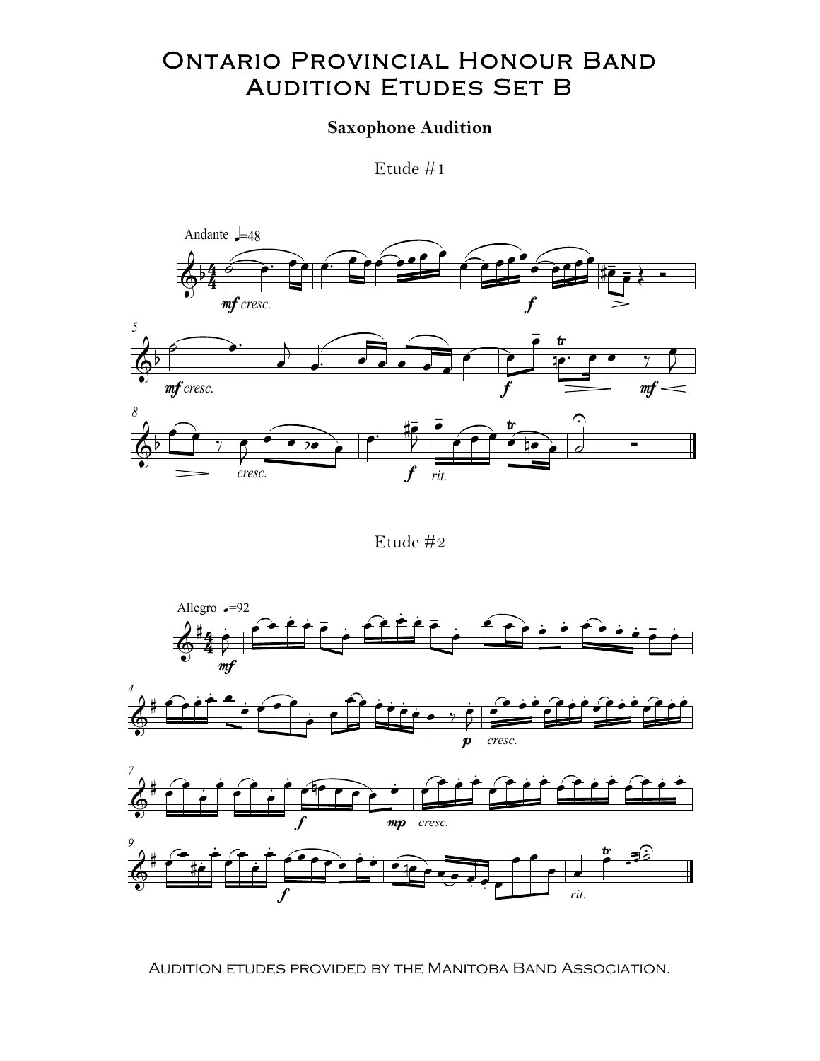# Ontario Provincial Honour Band Audition Etudes Set B

**Saxophone Audition**

Etude #1

Etude #2

Audition etudes provided by the Manitoba Band Association.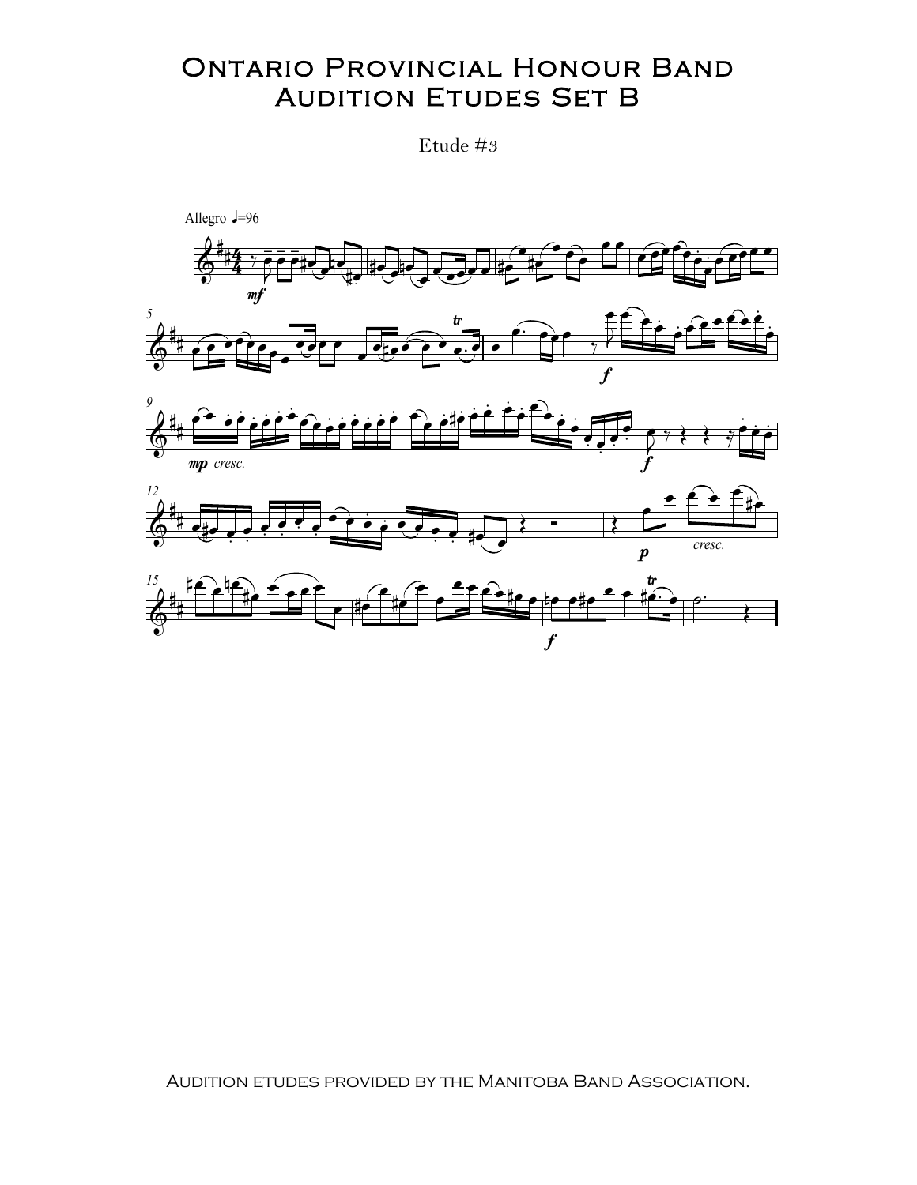# Ontario Provincial Honour Band
# Audition Etudes Set B

Etude #3

Audition etudes provided by the Manitoba Band Association.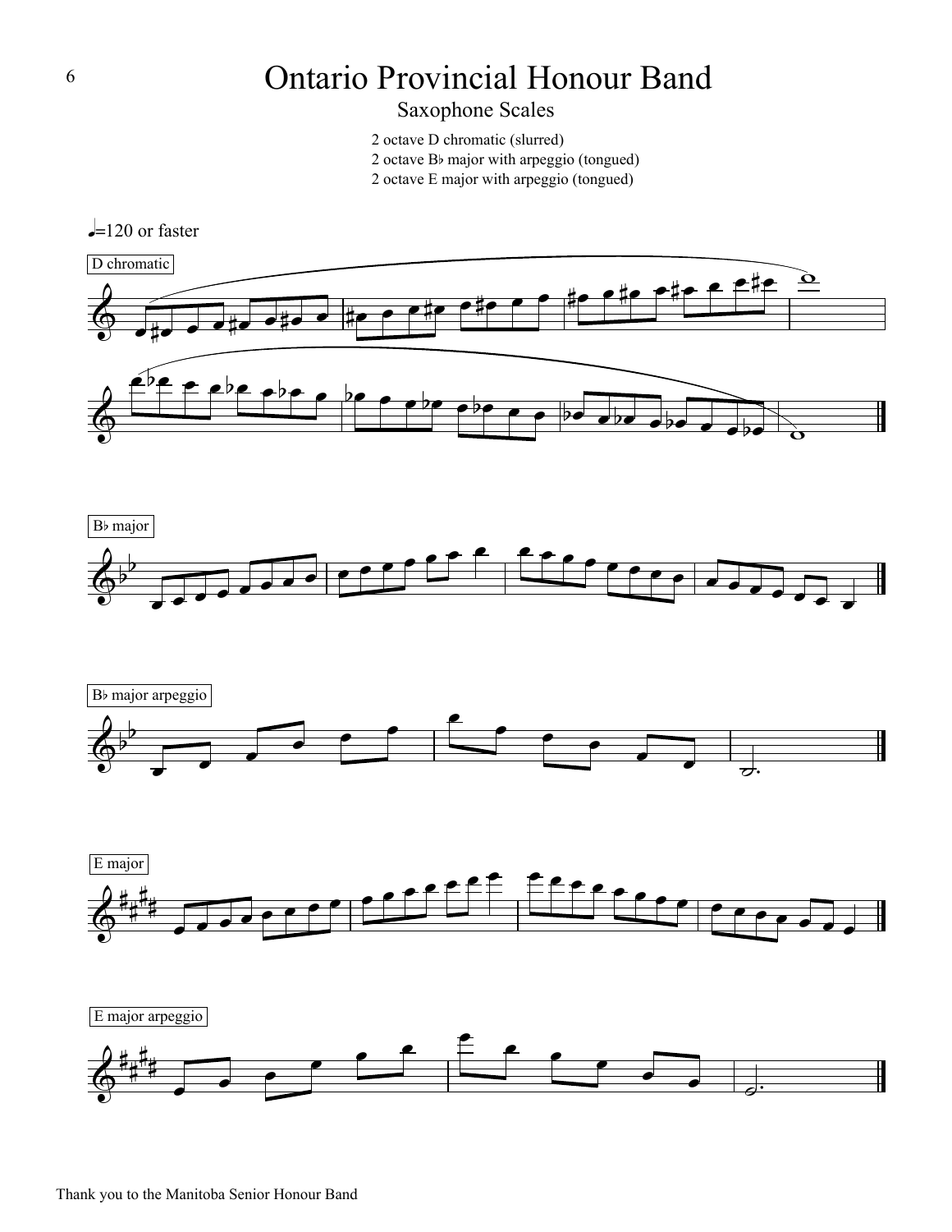# Ontario Provincial Honour Band

## Saxophone Scales

2 octave D chromatic (slurred)
2 octave B♭ major with arpeggio (tongued)
2 octave E major with arpeggio (tongued)

♩=120 or faster

D chromatic

B♭ major

B♭ major arpeggio

E major

E major arpeggio

Thank you to the Manitoba Senior Honour Band